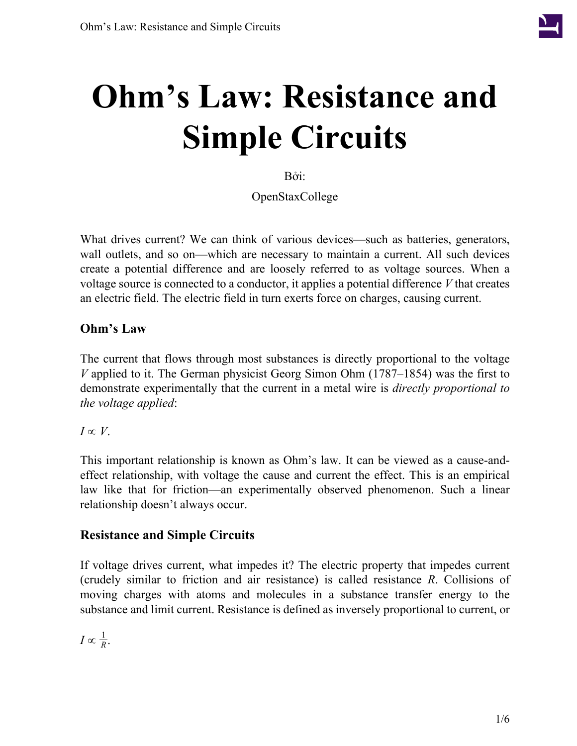# Ohm's Law: Resistance and Simple Circuits

Bởi:

OpenStaxCollege

What drives current? We can think of various devices—such as batteries, generators, wall outlets, and so on—which are necessary to maintain a current. All such devices create a potential difference and are loosely referred to as voltage sources. When a voltage source is connected to a conductor, it applies a potential difference $V$ that creates an electric field. The electric field in turn exerts force on charges, causing current.

### Ohm's Law

The current that flows through most substances is directly proportional to the voltage $V$ applied to it. The German physicist Georg Simon Ohm (1787–1854) was the first to demonstrate experimentally that the current in a metal wire is *directly proportional to the voltage applied*:

$$I \propto V.$$

This important relationship is known as Ohm's law. It can be viewed as a cause-and-effect relationship, with voltage the cause and current the effect. This is an empirical law like that for friction—an experimentally observed phenomenon. Such a linear relationship doesn't always occur.

### Resistance and Simple Circuits

If voltage drives current, what impedes it? The electric property that impedes current (crudely similar to friction and air resistance) is called resistance $R$. Collisions of moving charges with atoms and molecules in a substance transfer energy to the substance and limit current. Resistance is defined as inversely proportional to current, or

$$I \propto \frac{1}{R}.$$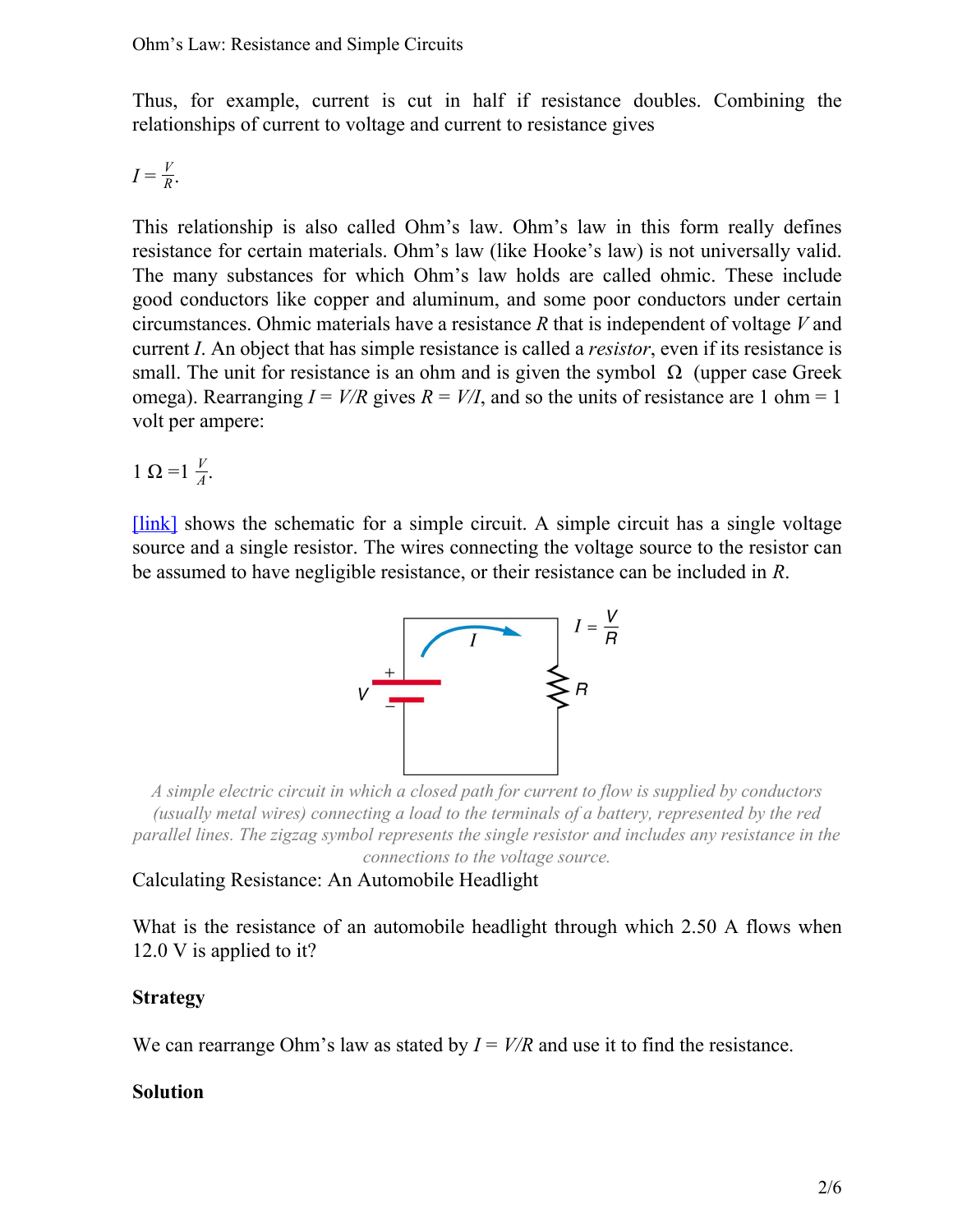Thus, for example, current is cut in half if resistance doubles. Combining the relationships of current to voltage and current to resistance gives

$$I = \frac{V}{R}.$$

This relationship is also called Ohm's law. Ohm's law in this form really defines resistance for certain materials. Ohm's law (like Hooke's law) is not universally valid. The many substances for which Ohm's law holds are called ohmic. These include good conductors like copper and aluminum, and some poor conductors under certain circumstances. Ohmic materials have a resistance $R$ that is independent of voltage $V$ and current $I$. An object that has simple resistance is called a *resistor*, even if its resistance is small. The unit for resistance is an ohm and is given the symbol $\Omega$ (upper case Greek omega). Rearranging $I = V/R$ gives $R = V/I$, and so the units of resistance are 1 ohm = 1 volt per ampere:

$$1\ \Omega = 1\ \frac{V}{A}.$$

[link] shows the schematic for a simple circuit. A simple circuit has a single voltage source and a single resistor. The wires connecting the voltage source to the resistor can be assumed to have negligible resistance, or their resistance can be included in $R$.

*A simple electric circuit in which a closed path for current to flow is supplied by conductors (usually metal wires) connecting a load to the terminals of a battery, represented by the red parallel lines. The zigzag symbol represents the single resistor and includes any resistance in the connections to the voltage source.*

Calculating Resistance: An Automobile Headlight

What is the resistance of an automobile headlight through which 2.50 A flows when 12.0 V is applied to it?

**Strategy**

We can rearrange Ohm's law as stated by $I = V/R$ and use it to find the resistance.

**Solution**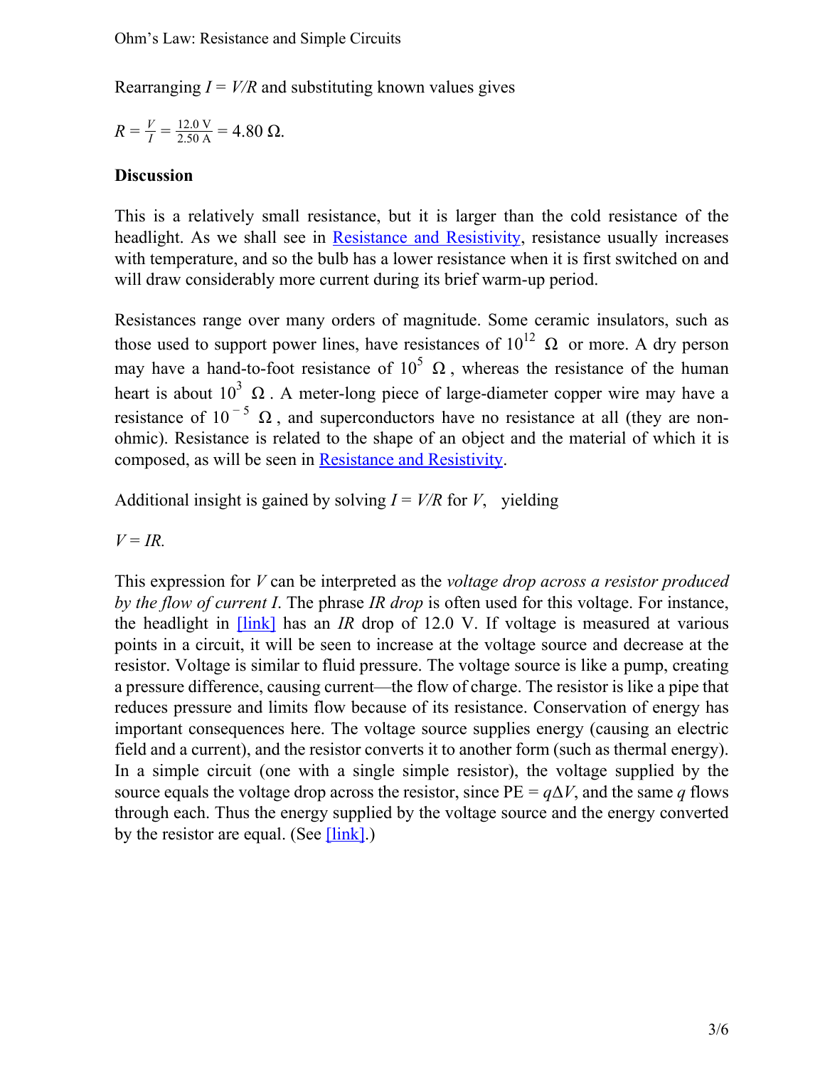Rearranging $I = V/R$ and substituting known values gives

$$R = \frac{V}{I} = \frac{12.0 \text{ V}}{2.50 \text{ A}} = 4.80 \ \Omega.$$

**Discussion**

This is a relatively small resistance, but it is larger than the cold resistance of the headlight. As we shall see in [Resistance and Resistivity], resistance usually increases with temperature, and so the bulb has a lower resistance when it is first switched on and will draw considerably more current during its brief warm-up period.

Resistances range over many orders of magnitude. Some ceramic insulators, such as those used to support power lines, have resistances of $10^{12} \ \Omega$ or more. A dry person may have a hand-to-foot resistance of $10^{5} \ \Omega$, whereas the resistance of the human heart is about $10^{3} \ \Omega$. A meter-long piece of large-diameter copper wire may have a resistance of $10^{-5} \ \Omega$, and superconductors have no resistance at all (they are non-ohmic). Resistance is related to the shape of an object and the material of which it is composed, as will be seen in [Resistance and Resistivity].

Additional insight is gained by solving $I = V/R$ for $V$, yielding

$$V = IR.$$

This expression for $V$ can be interpreted as the *voltage drop across a resistor produced by the flow of current I*. The phrase *IR drop* is often used for this voltage. For instance, the headlight in [link] has an *IR* drop of 12.0 V. If voltage is measured at various points in a circuit, it will be seen to increase at the voltage source and decrease at the resistor. Voltage is similar to fluid pressure. The voltage source is like a pump, creating a pressure difference, causing current—the flow of charge. The resistor is like a pipe that reduces pressure and limits flow because of its resistance. Conservation of energy has important consequences here. The voltage source supplies energy (causing an electric field and a current), and the resistor converts it to another form (such as thermal energy). In a simple circuit (one with a single simple resistor), the voltage supplied by the source equals the voltage drop across the resistor, since $\text{PE} = q\Delta V$, and the same $q$ flows through each. Thus the energy supplied by the voltage source and the energy converted by the resistor are equal. (See [link].)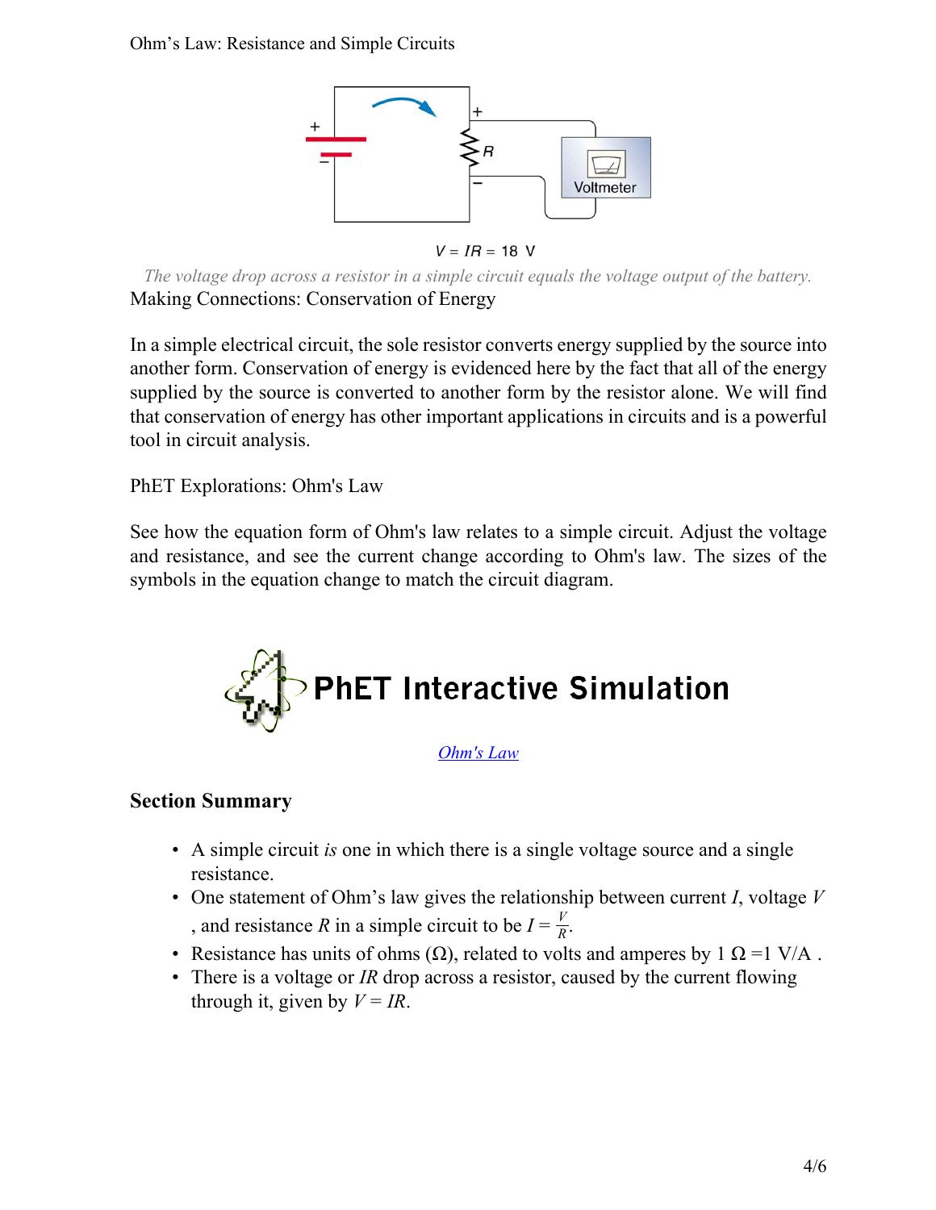$V = IR = 18$ V

*The voltage drop across a resistor in a simple circuit equals the voltage output of the battery.*

Making Connections: Conservation of Energy

In a simple electrical circuit, the sole resistor converts energy supplied by the source into another form. Conservation of energy is evidenced here by the fact that all of the energy supplied by the source is converted to another form by the resistor alone. We will find that conservation of energy has other important applications in circuits and is a powerful tool in circuit analysis.

PhET Explorations: Ohm's Law

See how the equation form of Ohm's law relates to a simple circuit. Adjust the voltage and resistance, and see the current change according to Ohm's law. The sizes of the symbols in the equation change to match the circuit diagram.

PhET Interactive Simulation

Ohm's Law

## Section Summary

- A simple circuit *is* one in which there is a single voltage source and a single resistance.
- One statement of Ohm's law gives the relationship between current $I$, voltage $V$, and resistance $R$ in a simple circuit to be $I = \frac{V}{R}$.
- Resistance has units of ohms ($\Omega$), related to volts and amperes by $1\ \Omega = 1\ \text{V/A}$.
- There is a voltage or $IR$ drop across a resistor, caused by the current flowing through it, given by $V = IR$.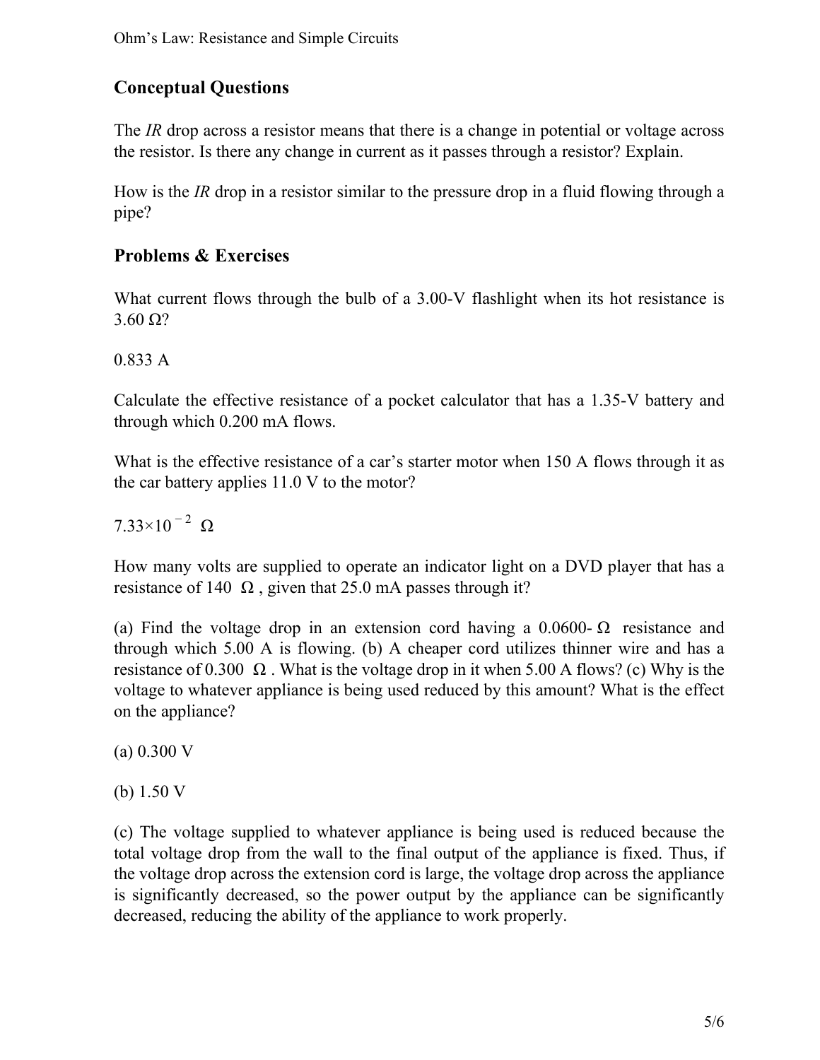## Conceptual Questions

The *IR* drop across a resistor means that there is a change in potential or voltage across the resistor. Is there any change in current as it passes through a resistor? Explain.

How is the *IR* drop in a resistor similar to the pressure drop in a fluid flowing through a pipe?

## Problems & Exercises

What current flows through the bulb of a 3.00-V flashlight when its hot resistance is 3.60 Ω?

0.833 A

Calculate the effective resistance of a pocket calculator that has a 1.35-V battery and through which 0.200 mA flows.

What is the effective resistance of a car's starter motor when 150 A flows through it as the car battery applies 11.0 V to the motor?

$7.33 \times 10^{-2}$ Ω

How many volts are supplied to operate an indicator light on a DVD player that has a resistance of 140 Ω, given that 25.0 mA passes through it?

(a) Find the voltage drop in an extension cord having a 0.0600-Ω resistance and through which 5.00 A is flowing. (b) A cheaper cord utilizes thinner wire and has a resistance of 0.300 Ω. What is the voltage drop in it when 5.00 A flows? (c) Why is the voltage to whatever appliance is being used reduced by this amount? What is the effect on the appliance?

(a) 0.300 V

(b) 1.50 V

(c) The voltage supplied to whatever appliance is being used is reduced because the total voltage drop from the wall to the final output of the appliance is fixed. Thus, if the voltage drop across the extension cord is large, the voltage drop across the appliance is significantly decreased, so the power output by the appliance can be significantly decreased, reducing the ability of the appliance to work properly.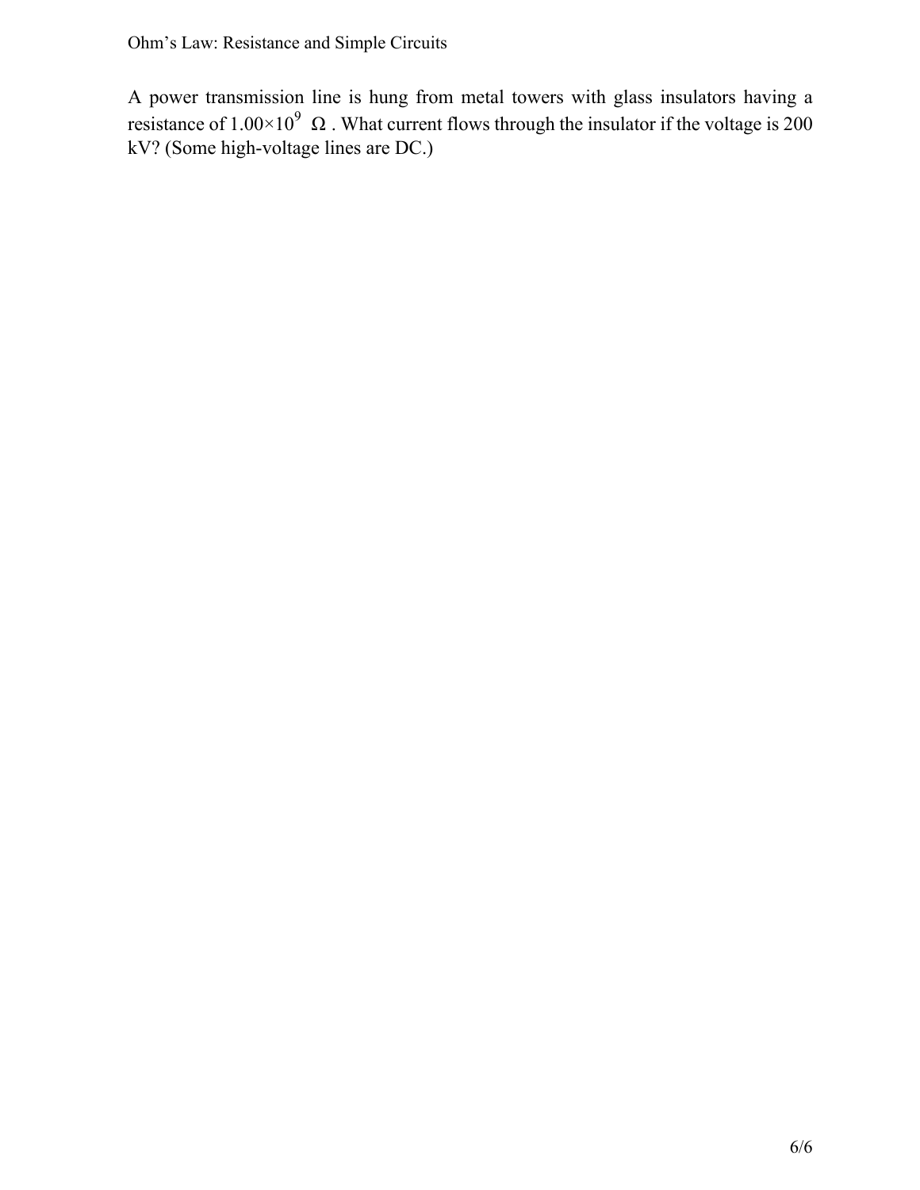A power transmission line is hung from metal towers with glass insulators having a resistance of $1.00 \times 10^9\ \Omega$. What current flows through the insulator if the voltage is 200 kV? (Some high-voltage lines are DC.)